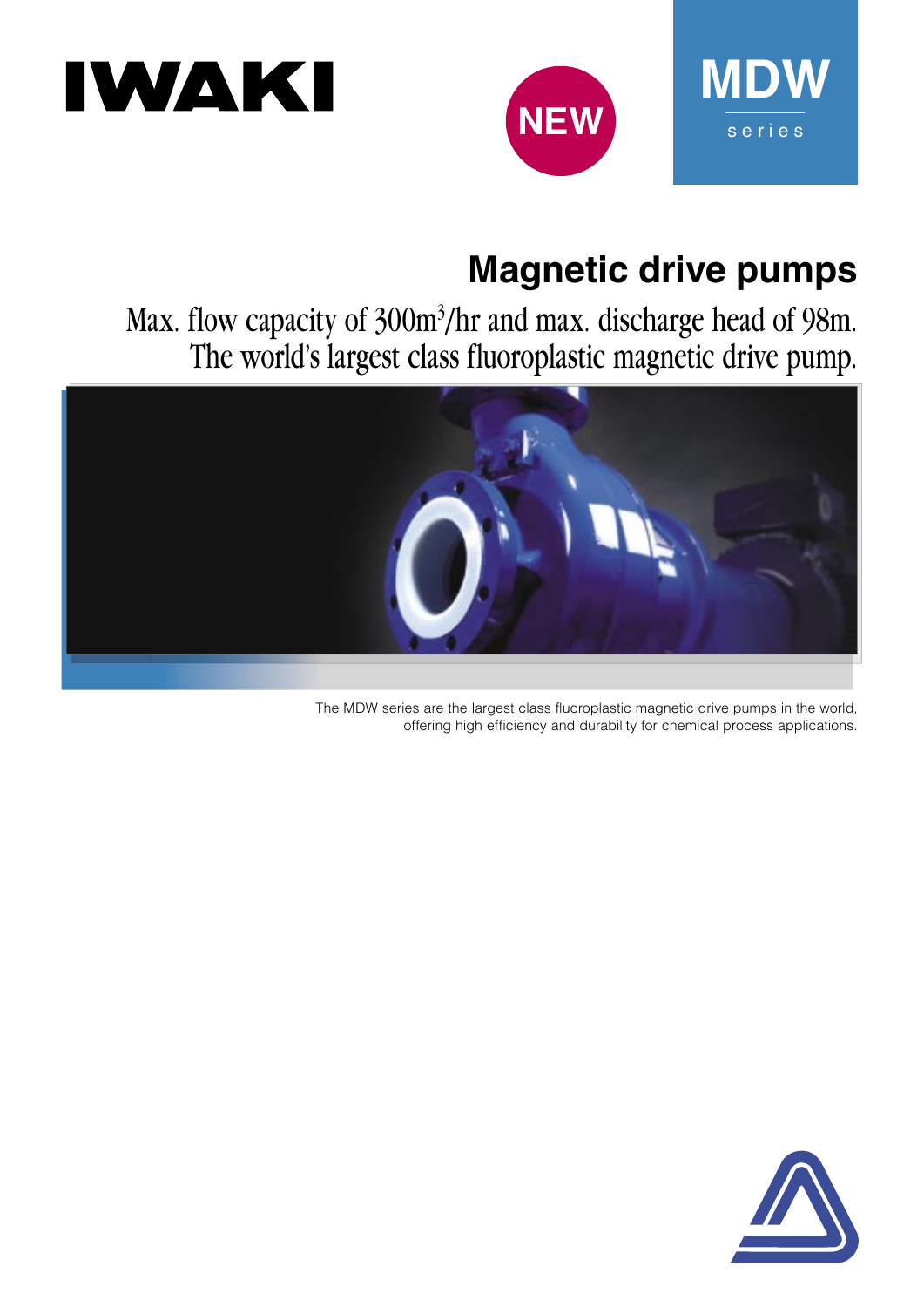IWAKI

NEW

# MDW series

## Magnetic drive pumps

Max. flow capacity of 300m$^3$/hr and max. discharge head of 98m.
The world's largest class fluoroplastic magnetic drive pump.

The MDW series are the largest class fluoroplastic magnetic drive pumps in the world, offering high efficiency and durability for chemical process applications.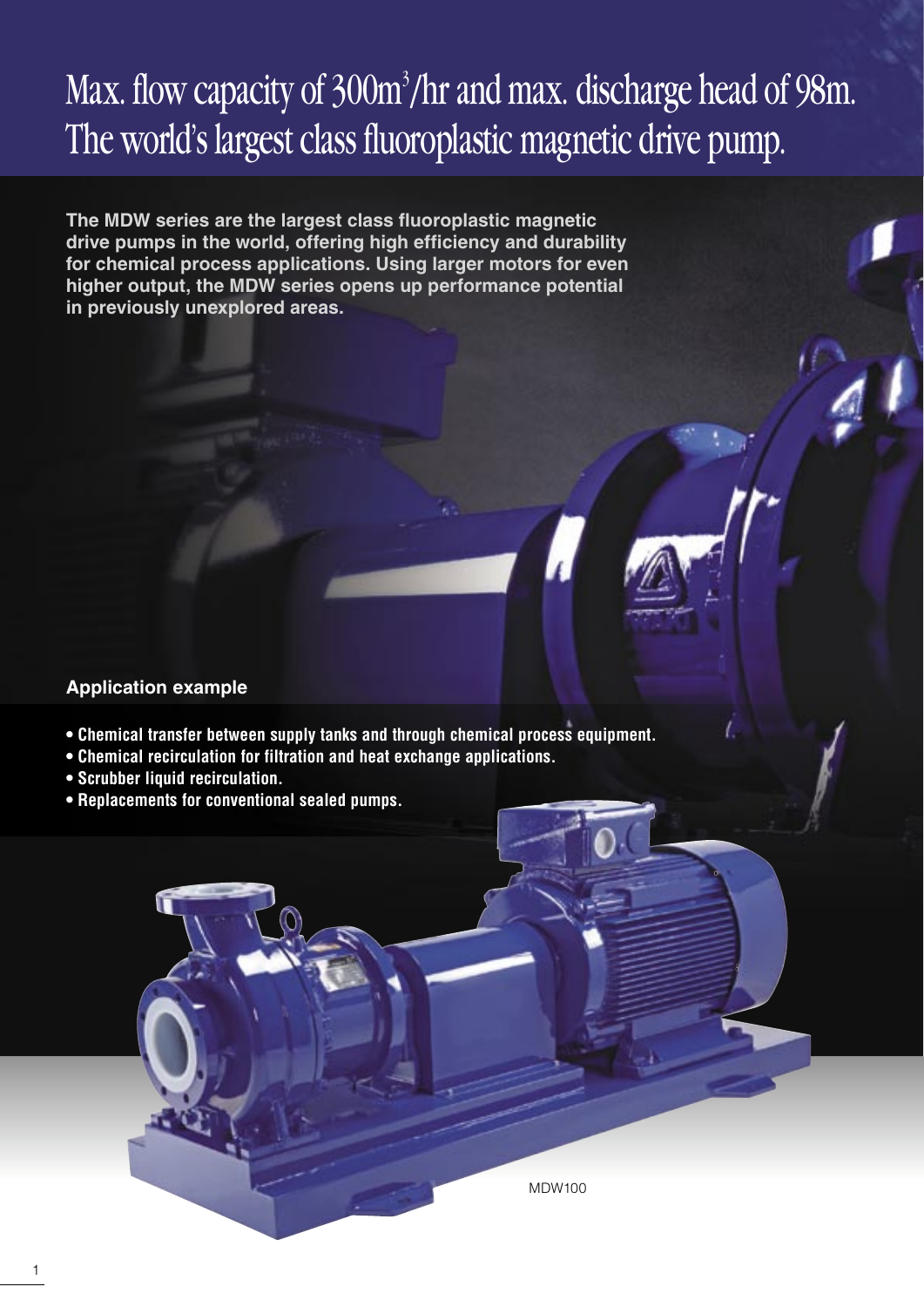# Max. flow capacity of 300m$^3$/hr and max. discharge head of 98m. The world's largest class fluoroplastic magnetic drive pump.

**The MDW series are the largest class fluoroplastic magnetic drive pumps in the world, offering high efficiency and durability for chemical process applications. Using larger motors for even higher output, the MDW series opens up performance potential in previously unexplored areas.**

**Application example**

- **Chemical transfer between supply tanks and through chemical process equipment.**
- **Chemical recirculation for filtration and heat exchange applications.**
- **Scrubber liquid recirculation.**
- **Replacements for conventional sealed pumps.**

MDW100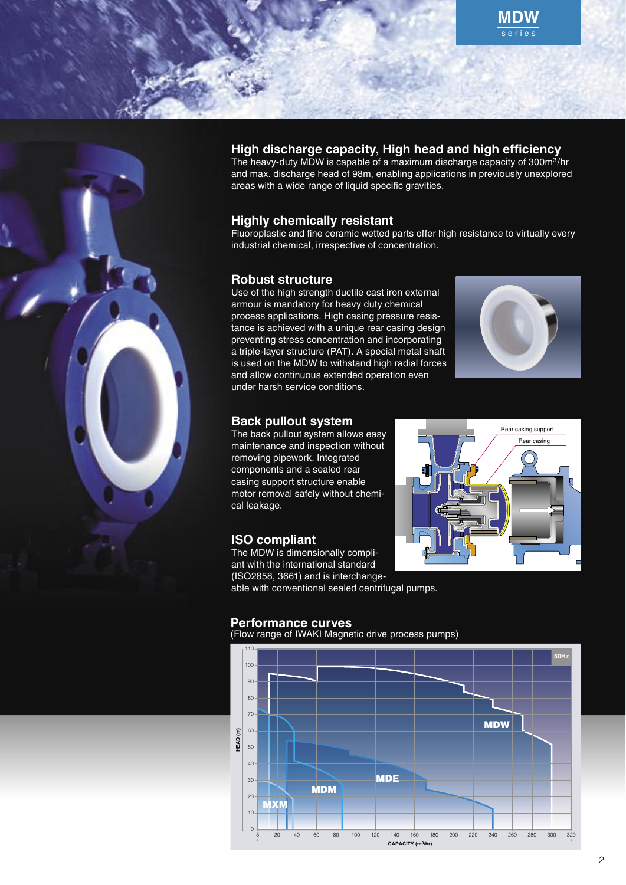MDW series

## High discharge capacity, High head and high efficiency

The heavy-duty MDW is capable of a maximum discharge capacity of 300m$^3$/hr and max. discharge head of 98m, enabling applications in previously unexplored areas with a wide range of liquid specific gravities.

## Highly chemically resistant

Fluoroplastic and fine ceramic wetted parts offer high resistance to virtually every industrial chemical, irrespective of concentration.

## Robust structure

Use of the high strength ductile cast iron external armour is mandatory for heavy duty chemical process applications. High casing pressure resistance is achieved with a unique rear casing design preventing stress concentration and incorporating a triple-layer structure (PAT). A special metal shaft is used on the MDW to withstand high radial forces and allow continuous extended operation even under harsh service conditions.

## Back pullout system

The back pullout system allows easy maintenance and inspection without removing pipework. Integrated components and a sealed rear casing support structure enable motor removal safely without chemical leakage.

Rear casing support

Rear casing

## ISO compliant

The MDW is dimensionally compliant with the international standard (ISO2858, 3661) and is interchangeable with conventional sealed centrifugal pumps.

## Performance curves

(Flow range of IWAKI Magnetic drive process pumps)

50Hz

HEAD (m)

CAPACITY (m$^3$/hr)

MDW, MDE, MDM, MXM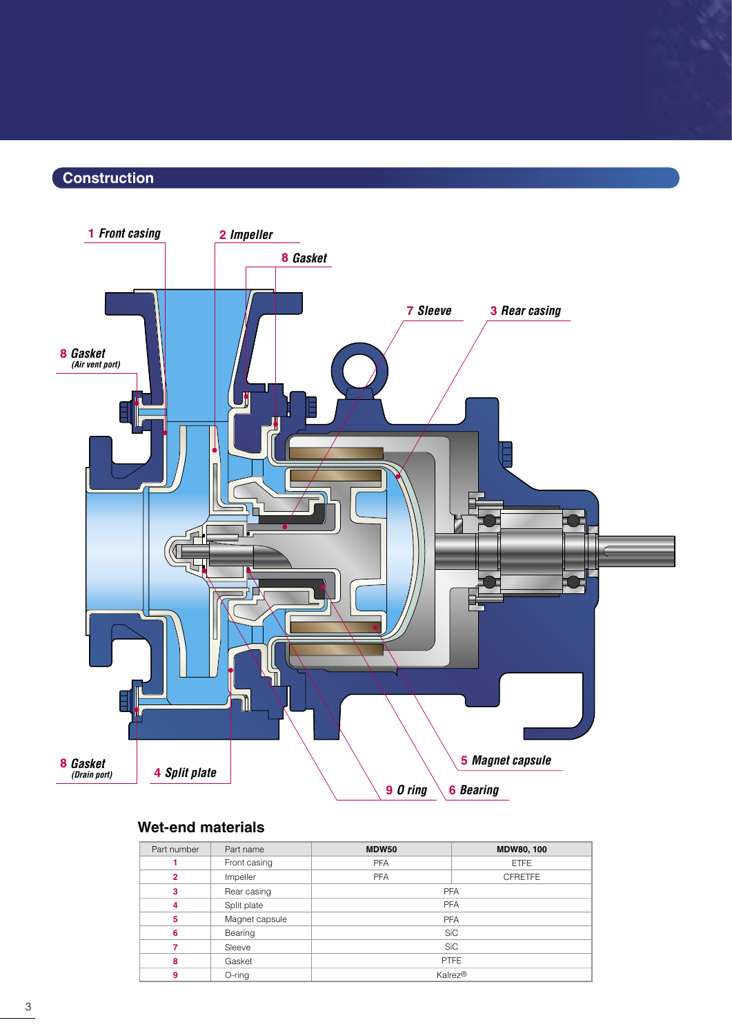## Construction

1 Front casing

2 Impeller

8 Gasket

7 Sleeve

3 Rear casing

8 Gasket (Air vent port)

8 Gasket (Drain port)

4 Split plate

5 Magnet capsule

9 O ring

6 Bearing

### Wet-end materials

| Part number | Part name | MDW50 | MDW80, 100 |
|---|---|---|---|
| 1 | Front casing | PFA | ETFE |
| 2 | Impeller | PFA | CFRETFE |
| 3 | Rear casing | PFA | |
| 4 | Split plate | PFA | |
| 5 | Magnet capsule | PFA | |
| 6 | Bearing | SiC | |
| 7 | Sleeve | SiC | |
| 8 | Gasket | PTFE | |
| 9 | O-ring | Kalrez® | |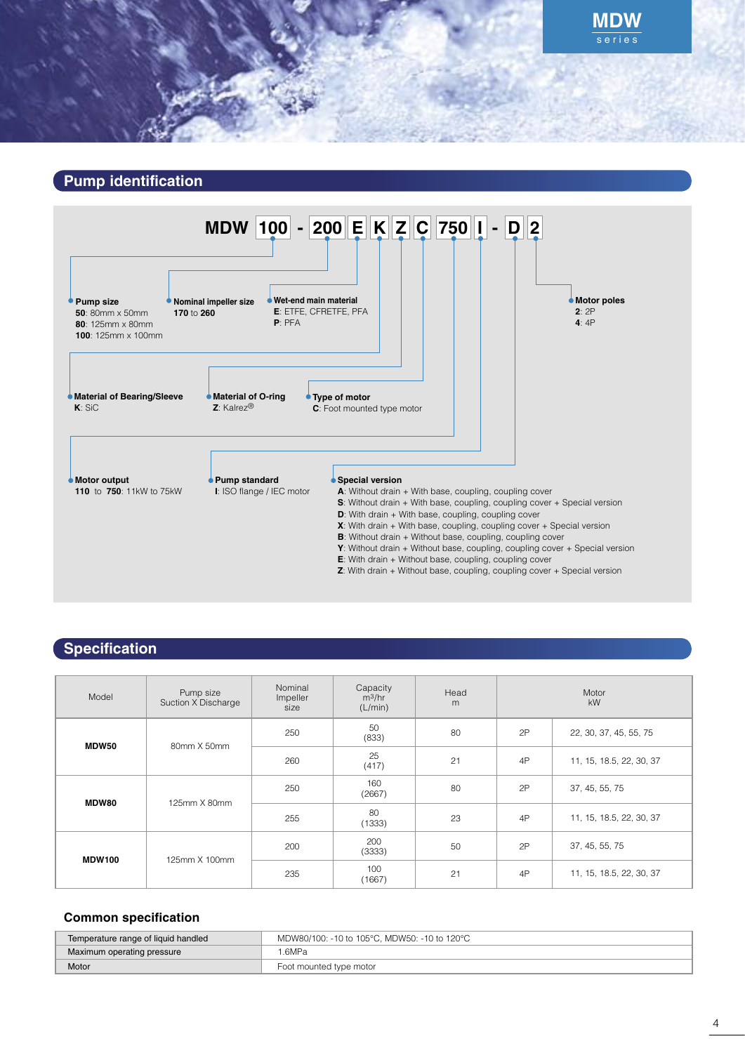MDW series

## Pump identification

**MDW 100 - 200 E K Z C 750 I - D 2**

- **Pump size**
  - **50**: 80mm x 50mm
  - **80**: 125mm x 80mm
  - **100**: 125mm x 100mm
- **Nominal impeller size**
  - **170** to **260**
- **Wet-end main material**
  - **E**: ETFE, CFRETFE, PFA
  - **P**: PFA
- **Motor poles**
  - **2**: 2P
  - **4**: 4P
- **Material of Bearing/Sleeve**
  - **K**: SiC
- **Material of O-ring**
  - **Z**: Kalrez®
- **Type of motor**
  - **C**: Foot mounted type motor
- **Motor output**
  - **110** to **750**: 11kW to 75kW
- **Pump standard**
  - **I**: ISO flange / IEC motor
- **Special version**
  - **A**: Without drain + With base, coupling, coupling cover
  - **S**: Without drain + With base, coupling, coupling cover + Special version
  - **D**: With drain + With base, coupling, coupling cover
  - **X**: With drain + With base, coupling, coupling cover + Special version
  - **B**: Without drain + Without base, coupling, coupling cover
  - **Y**: Without drain + Without base, coupling, coupling cover + Special version
  - **E**: With drain + Without base, coupling, coupling cover
  - **Z**: With drain + Without base, coupling, coupling cover + Special version

## Specification

| Model | Pump size Suction X Discharge | Nominal Impeller size | Capacity m³/hr (L/min) | Head m | Motor kW | |
|---|---|---|---|---|---|---|
| **MDW50** | 80mm X 50mm | 250 | 50 (833) | 80 | 2P | 22, 30, 37, 45, 55, 75 |
| | | 260 | 25 (417) | 21 | 4P | 11, 15, 18.5, 22, 30, 37 |
| **MDW80** | 125mm X 80mm | 250 | 160 (2667) | 80 | 2P | 37, 45, 55, 75 |
| | | 255 | 80 (1333) | 23 | 4P | 11, 15, 18.5, 22, 30, 37 |
| **MDW100** | 125mm X 100mm | 200 | 200 (3333) | 50 | 2P | 37, 45, 55, 75 |
| | | 235 | 100 (1667) | 21 | 4P | 11, 15, 18.5, 22, 30, 37 |

### Common specification

| | |
|---|---|
| Temperature range of liquid handled | MDW80/100: -10 to 105°C, MDW50: -10 to 120°C |
| Maximum operating pressure | 1.6MPa |
| Motor | Foot mounted type motor |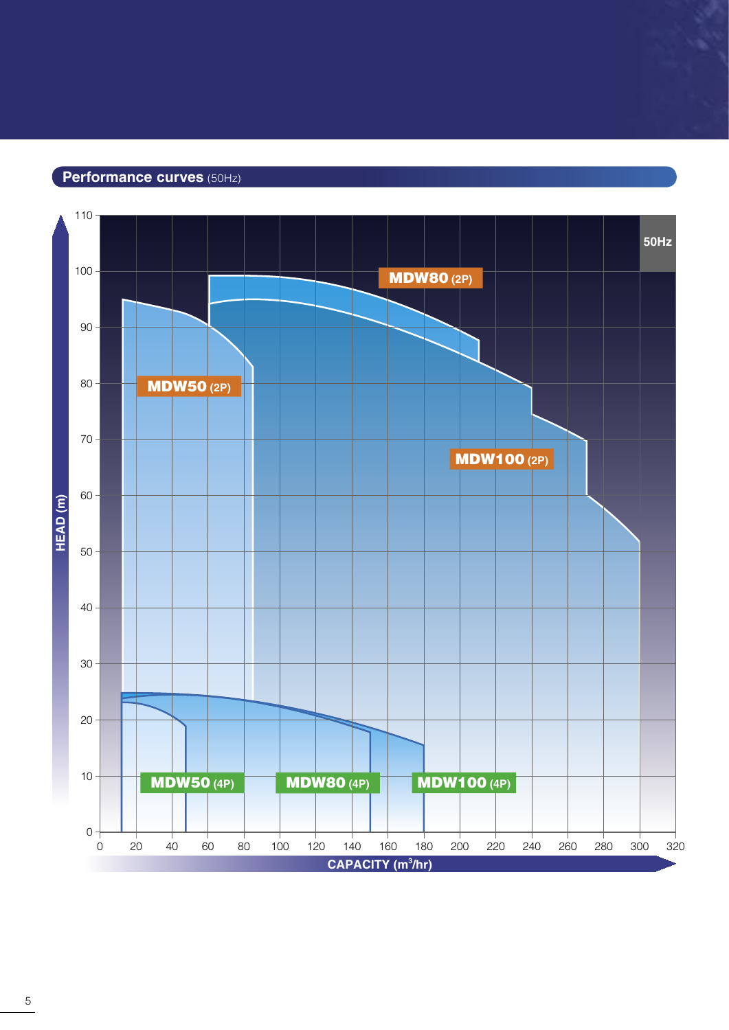## Performance curves (50Hz)

50Hz

HEAD (m)

110
100
90
80
70
60
50
40
30
20
10
0

MDW80 (2P)

MDW50 (2P)

MDW100 (2P)

MDW50 (4P)

MDW80 (4P)

MDW100 (4P)

0 20 40 60 80 100 120 140 160 180 200 220 240 260 280 300 320

CAPACITY ($m^3$/hr)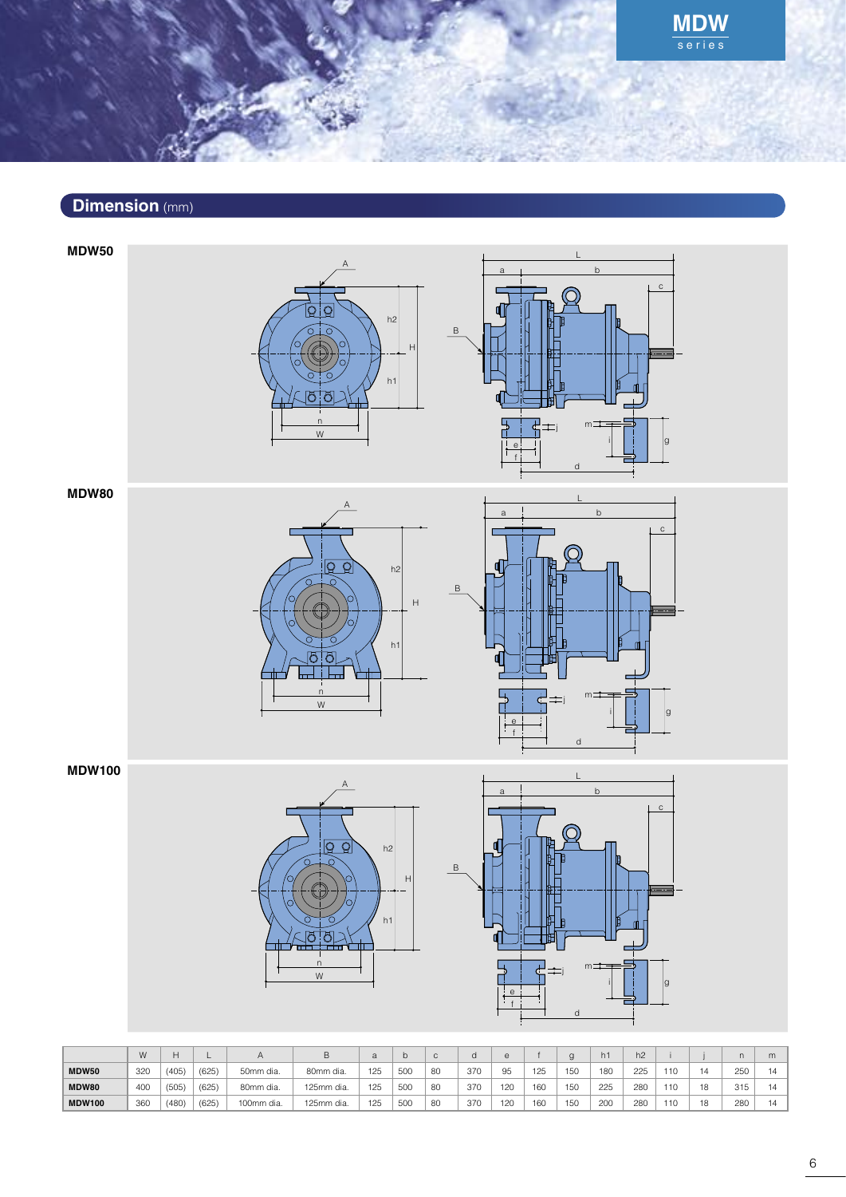## Dimension (mm)

**MDW50**

**MDW80**

**MDW100**

| | W | H | L | A | B | a | b | c | d | e | f | g | h1 | h2 | i | j | n | m |
|---|---|---|---|---|---|---|---|---|---|---|---|---|---|---|---|---|---|---|
| **MDW50** | 320 | (405) | (625) | 50mm dia. | 80mm dia. | 125 | 500 | 80 | 370 | 95 | 125 | 150 | 180 | 225 | 110 | 14 | 250 | 14 |
| **MDW80** | 400 | (505) | (625) | 80mm dia. | 125mm dia. | 125 | 500 | 80 | 370 | 120 | 160 | 150 | 225 | 280 | 110 | 18 | 315 | 14 |
| **MDW100** | 360 | (480) | (625) | 100mm dia. | 125mm dia. | 125 | 500 | 80 | 370 | 120 | 160 | 150 | 200 | 280 | 110 | 18 | 280 | 14 |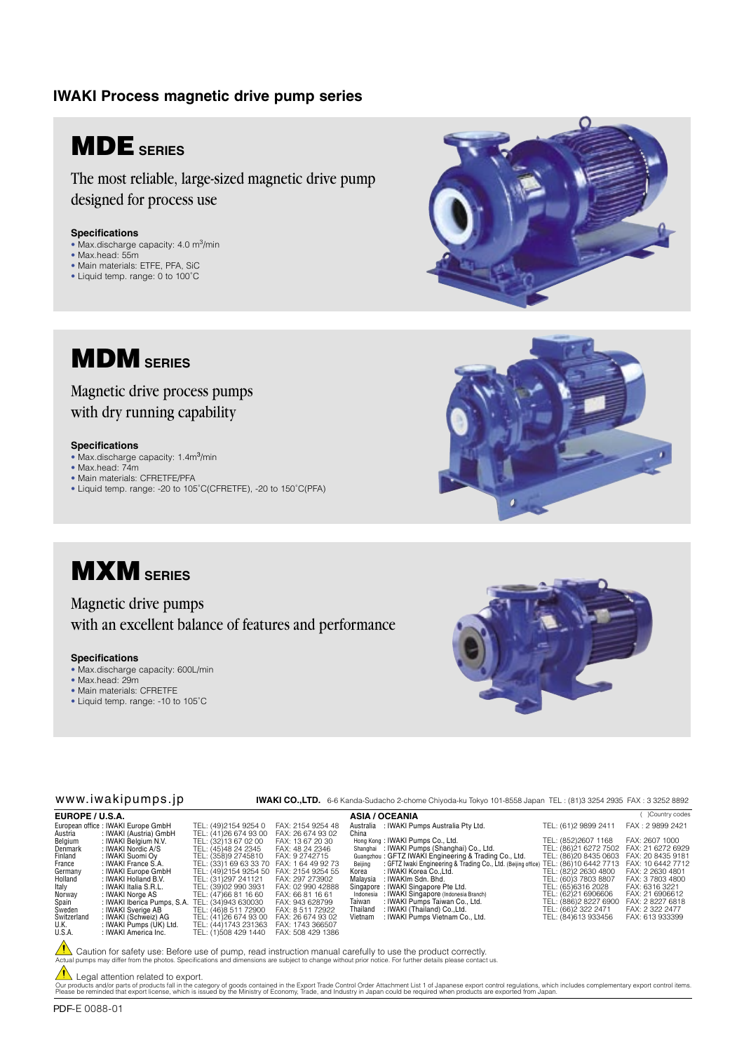## IWAKI Process magnetic drive pump series

# MDE SERIES

The most reliable, large-sized magnetic drive pump designed for process use

**Specifications**

- Max.discharge capacity: 4.0 $m^3$/min
- Max.head: 55m
- Main materials: ETFE, PFA, SiC
- Liquid temp. range: 0 to 100˚C

# MDM SERIES

Magnetic drive process pumps with dry running capability

**Specifications**

- Max.discharge capacity: 1.4$m^3$/min
- Max.head: 74m
- Main materials: CFRETFE/PFA
- Liquid temp. range: -20 to 105˚C(CFRETFE), -20 to 150˚C(PFA)

# MXM SERIES

Magnetic drive pumps with an excellent balance of features and performance

**Specifications**

- Max.discharge capacity: 600L/min
- Max.head: 29m
- Main materials: CFRETFE
- Liquid temp. range: -10 to 105˚C

www.iwakipumps.jp

**IWAKI CO.,LTD.** 6-6 Kanda-Sudacho 2-chome Chiyoda-ku Tokyo 101-8558 Japan TEL : (81)3 3254 2935 FAX : 3 3252 8892

**EUROPE / U.S.A.**

| | | | |
|---|---|---|---|
| European office | : IWAKI Europe GmbH | TEL: (49)2154 9254 0 | FAX: 2154 9254 48 |
| Austria | : IWAKI (Austria) GmbH | TEL: (41)26 674 93 00 | FAX: 26 674 93 02 |
| Belgium | : IWAKI Belgium N.V. | TEL: (32)13 67 02 00 | FAX: 13 67 20 30 |
| Denmark | : IWAKI Nordic A/S | TEL: (45)48 24 2345 | FAX: 48 24 2346 |
| Finland | : IWAKI Suomi Oy | TEL: (358)9 2745810 | FAX: 9 2742715 |
| France | : IWAKI France S.A. | TEL: (33)1 69 63 33 70 | FAX: 1 64 49 92 73 |
| Germany | : IWAKI Europe GmbH | TEL: (49)2154 9254 50 | FAX: 2154 9254 55 |
| Holland | : IWAKI Holland B.V. | TEL: (31)297 241121 | FAX: 297 273902 |
| Italy | : IWAKI Italia S.R.L. | TEL: (39)02 990 3931 | FAX: 02 990 42888 |
| Norway | : IWAKI Norge AS | TEL: (47)66 81 16 60 | FAX: 66 81 16 61 |
| Spain | : IWAKI Iberica Pumps, S.A. | TEL: (34)943 630030 | FAX: 943 628799 |
| Sweden | : IWAKI Sverige AB | TEL: (46)8 511 72900 | FAX: 8 511 72922 |
| Switzerland | : IWAKI (Schweiz) AG | TEL: (41)26 674 93 00 | FAX: 26 674 93 02 |
| U.K. | : IWAKI Pumps (UK) Ltd. | TEL: (44)1743 231363 | FAX: 1743 366507 |
| U.S.A. | : IWAKI America Inc. | TEL: (1)508 429 1440 | FAX: 508 429 1386 |

**ASIA / OCEANIA** ( )Country codes

| | | | |
|---|---|---|---|
| Australia | : IWAKI Pumps Australia Pty Ltd. | TEL: (61)2 9899 2411 | FAX : 2 9899 2421 |
| China | | | |
| Hong Kong | : IWAKI Pumps Co., Ltd. | TEL: (852)2607 1168 | FAX: 2607 1000 |
| Shanghai | : IWAKI Pumps (Shanghai) Co., Ltd. | TEL: (86)21 6272 7502 | FAX: 21 6272 6929 |
| Guangzhou | : GFTZ IWAKI Engineering & Trading Co., Ltd. | TEL: (86)20 8435 0603 | FAX: 20 8435 9181 |
| Beijing | : GFTZ Iwaki Engineering & Trading Co., Ltd. (Beijing office) | TEL: (86)10 6442 7713 | FAX: 10 6442 7712 |
| Korea | : IWAKI Korea Co.,Ltd. | TEL: (82)2 2630 4800 | FAX: 2 2630 4801 |
| Malaysia | : IWAKIm Sdn. Bhd. | TEL: (60)3 7803 8807 | FAX: 3 7803 4800 |
| Singapore | : IWAKI Singapore Pte Ltd. | TEL: (65)6316 2028 | FAX: 6316 3221 |
| Indonesia | : IWAKI Singapore (Indonesia Branch) | TEL: (62)21 6906606 | FAX: 21 6906612 |
| Taiwan | : IWAKI Pumps Taiwan Co., Ltd. | TEL: (886)2 8227 6900 | FAX: 2 8227 6818 |
| Thailand | : IWAKI (Thailand) Co.,Ltd. | TEL: (66)2 322 2471 | FAX: 2 322 2477 |
| Vietnam | : IWAKI Pumps Vietnam Co., Ltd. | TEL: (84)613 933456 | FAX: 613 933399 |

Caution for safety use: Before use of pump, read instruction manual carefully to use the product correctly.
Actual pumps may differ from the photos. Specifications and dimensions are subject to change without prior notice. For further details please contact us.

Legal attention related to export.
Our products and/or parts of products fall in the category of goods contained in the Export Trade Control Order Attachment List 1 of Japanese export control regulations, which includes complementary export control items. Please be reminded that export license, which is issued by the Ministry of Economy, Trade, and Industry in Japan could be required when products are exported from Japan.

PDF-E 0088-01